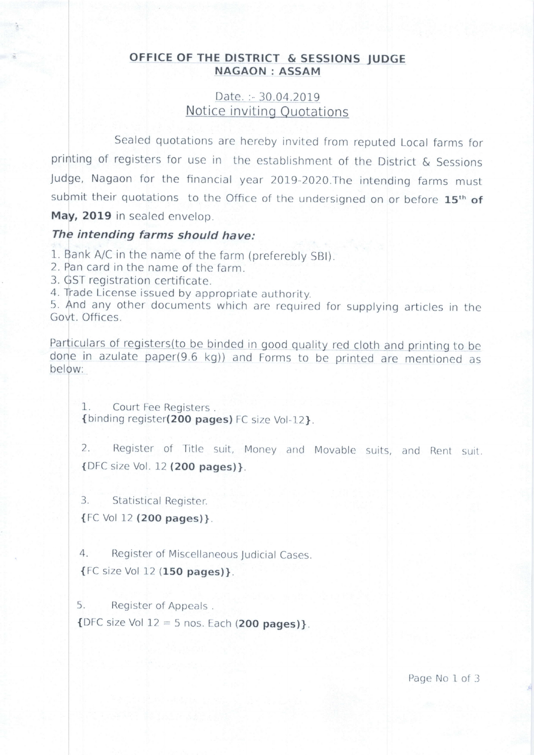**OFFICE OF THE DISTRICT & SESSIONS JUDGE**
**NAGAON : ASSAM**

Date. :- 30.04.2019

Notice inviting Quotations

Sealed quotations are hereby invited from reputed Local farms for printing of registers for use in the establishment of the District & Sessions Judge, Nagaon for the financial year 2019-2020.The intending farms must submit their quotations to the Office of the undersigned on or before **15th of May, 2019** in sealed envelop.

***The intending farms should have:***

1. Bank A/C in the name of the farm (preferebly SBI).
2. Pan card in the name of the farm.
3. GST registration certificate.
4. Trade License issued by appropriate authority.
5. And any other documents which are required for supplying articles in the Govt. Offices.

Particulars of registers(to be binded in good quality red cloth and printing to be done in azulate paper(9.6 kg)) and Forms to be printed are mentioned as below:

1. Court Fee Registers .
   {binding register**(200 pages)** FC size Vol-12}.

2. Register of Title suit, Money and Movable suits, and Rent suit.
   {DFC size Vol. 12 **(200 pages)**}.

3. Statistical Register.
   {FC Vol 12 **(200 pages)**}.

4. Register of Miscellaneous Judicial Cases.
   {FC size Vol 12 (**150 pages)**}.

5. Register of Appeals .
   {DFC size Vol 12 = 5 nos. Each (**200 pages)**}.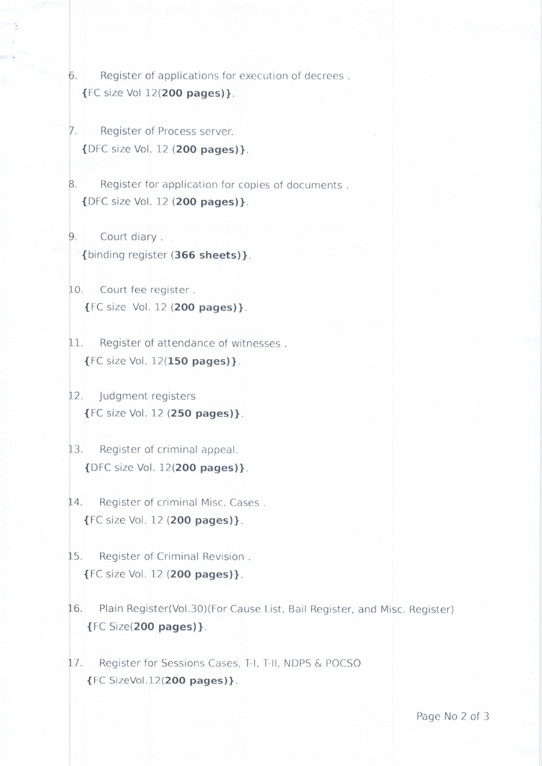6. Register of applications for execution of decrees .
   {FC size Vol 12(**200 pages)**}.

7. Register of Process server.
   {DFC size Vol. 12 (**200 pages)**}.

8. Register for application for copies of documents .
   {DFC size Vol. 12 (**200 pages)**}.

9. Court diary .
   {binding register (**366 sheets)**}.

10. Court fee register .
    {FC size Vol. 12 (**200 pages)**}.

11. Register of attendance of witnesses .
    {FC size Vol. 12(**150 pages)**}.

12. Judgment registers
    {FC size Vol. 12 (**250 pages)**}.

13. Register of criminal appeal.
    {DFC size Vol. 12(**200 pages)**}.

14. Register of criminal Misc. Cases .
    {FC size Vol. 12 (**200 pages)**}.

15. Register of Criminal Revision .
    {FC size Vol. 12 (**200 pages)**}.

16. Plain Register(Vol.30)(For Cause List, Bail Register, and Misc. Register)
    {FC Size(**200 pages)**}.

17. Register for Sessions Cases, T-I, T-II, NDPS & POCSO
    {FC SizeVol.12(**200 pages)**}.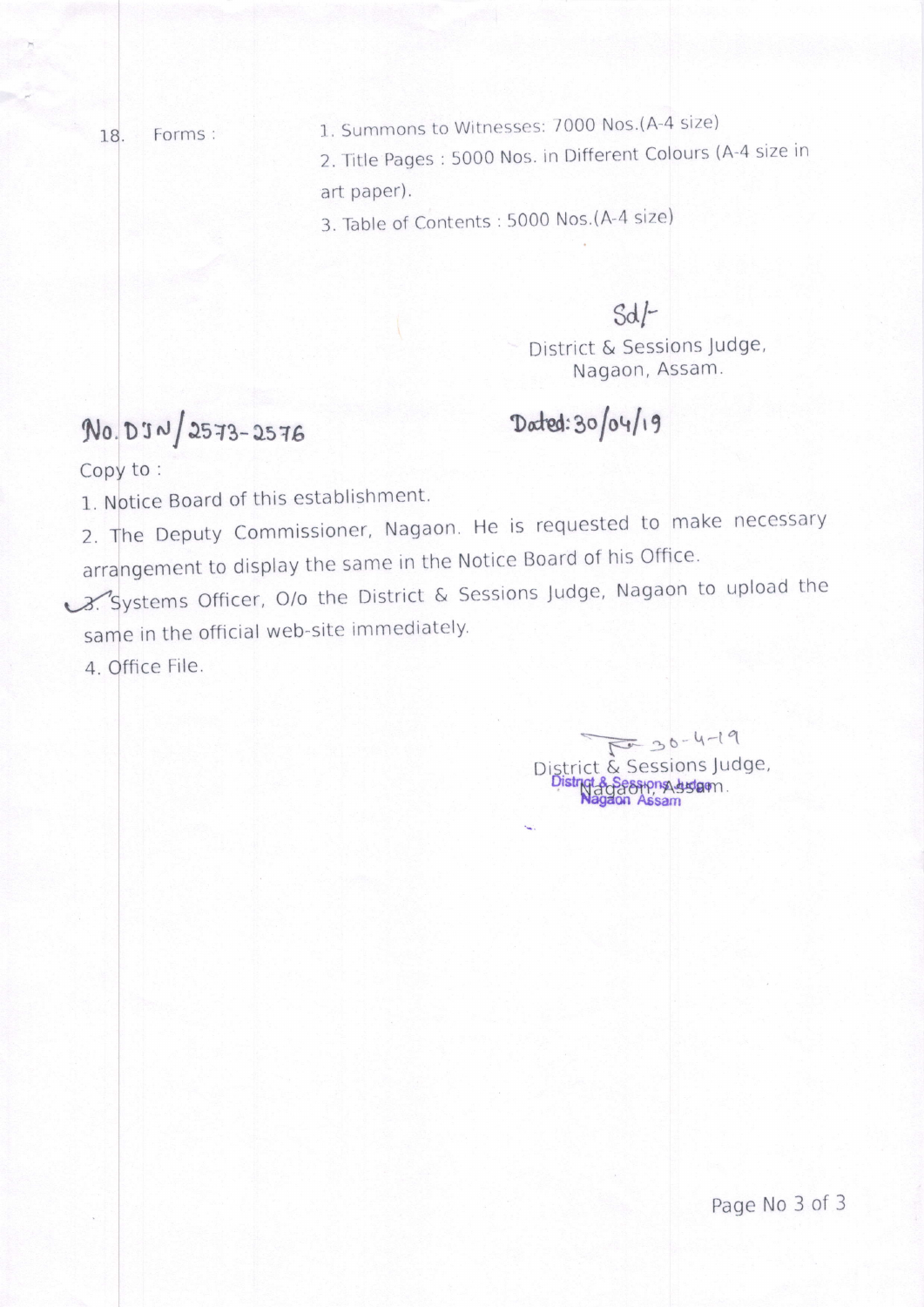18. Forms :

1. Summons to Witnesses: 7000 Nos.(A-4 size)
2. Title Pages : 5000 Nos. in Different Colours (A-4 size in art paper).
3. Table of Contents : 5000 Nos.(A-4 size)

Sd/-
District & Sessions Judge,
Nagaon, Assam.

No. DJN/2573-2576

Dated: 30/04/19

Copy to :

1. Notice Board of this establishment.
2. The Deputy Commissioner, Nagaon. He is requested to make necessary arrangement to display the same in the Notice Board of his Office.
3. Systems Officer, O/o the District & Sessions Judge, Nagaon to upload the same in the official web-site immediately.
4. Office File.

30-4-19
District & Sessions Judge,
Nagaon, Assam.

District & Sessions Judge
Nagaon Assam